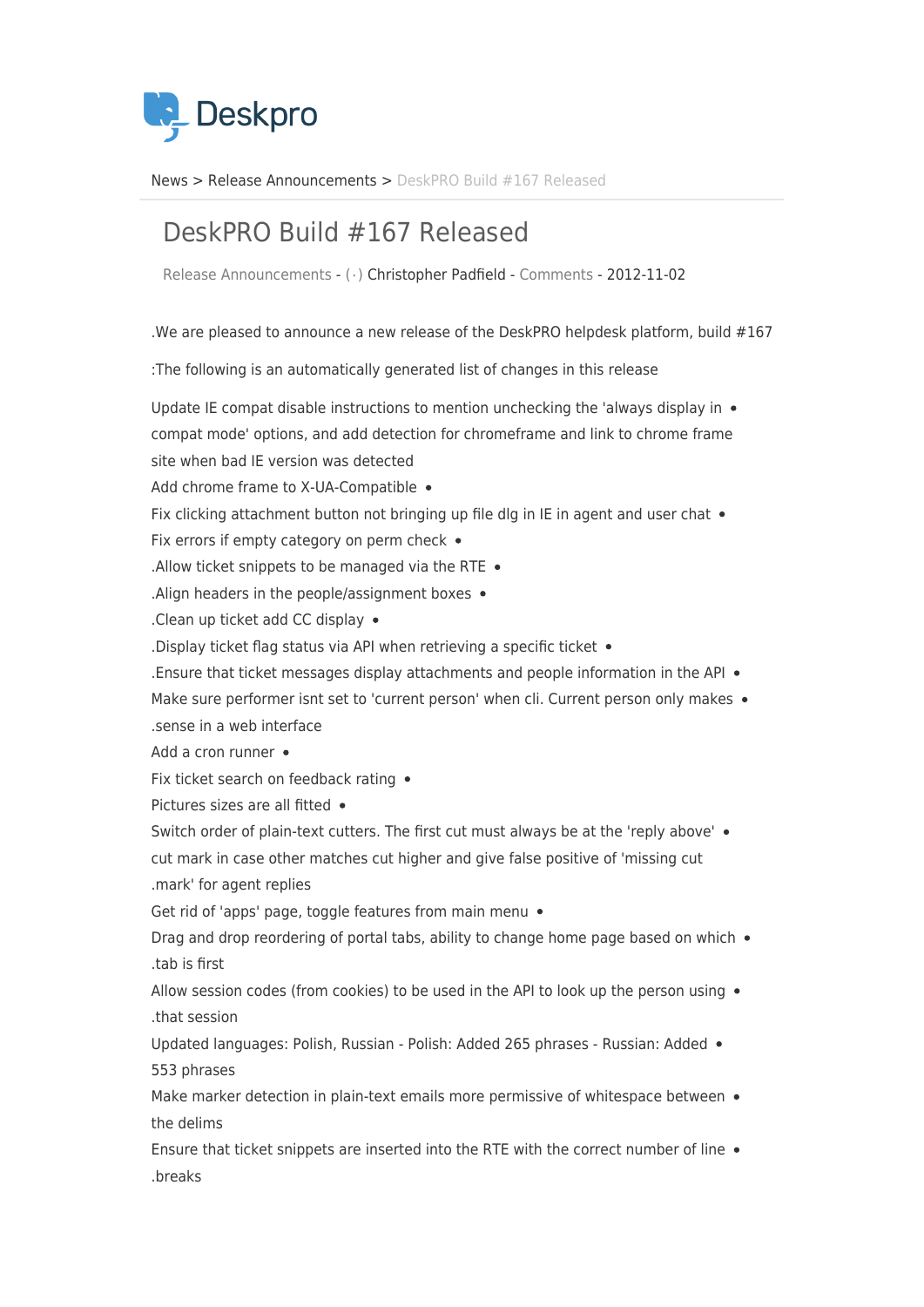Deskpro

News > Release Announcements > DeskPRO Build #167 Released

# DeskPRO Build #167 Released

Release Announcements - (·) Christopher Padfield - Comments - 2012-11-02

.We are pleased to announce a new release of the DeskPRO helpdesk platform, build #167

:The following is an automatically generated list of changes in this release

- Update IE compat disable instructions to mention unchecking the 'always display in compat mode' options, and add detection for chromeframe and link to chrome frame site when bad IE version was detected
- Add chrome frame to X-UA-Compatible
- Fix clicking attachment button not bringing up file dlg in IE in agent and user chat
- Fix errors if empty category on perm check
- .Allow ticket snippets to be managed via the RTE
- .Align headers in the people/assignment boxes
- .Clean up ticket add CC display
- .Display ticket flag status via API when retrieving a specific ticket
- .Ensure that ticket messages display attachments and people information in the API
- Make sure performer isnt set to 'current person' when cli. Current person only makes .sense in a web interface
- Add a cron runner
- Fix ticket search on feedback rating
- Pictures sizes are all fitted
- Switch order of plain-text cutters. The first cut must always be at the 'reply above' cut mark in case other matches cut higher and give false positive of 'missing cut .mark' for agent replies
- Get rid of 'apps' page, toggle features from main menu
- Drag and drop reordering of portal tabs, ability to change home page based on which .tab is first
- Allow session codes (from cookies) to be used in the API to look up the person using .that session
- Updated languages: Polish, Russian - Polish: Added 265 phrases - Russian: Added 553 phrases
- Make marker detection in plain-text emails more permissive of whitespace between the delims
- Ensure that ticket snippets are inserted into the RTE with the correct number of line .breaks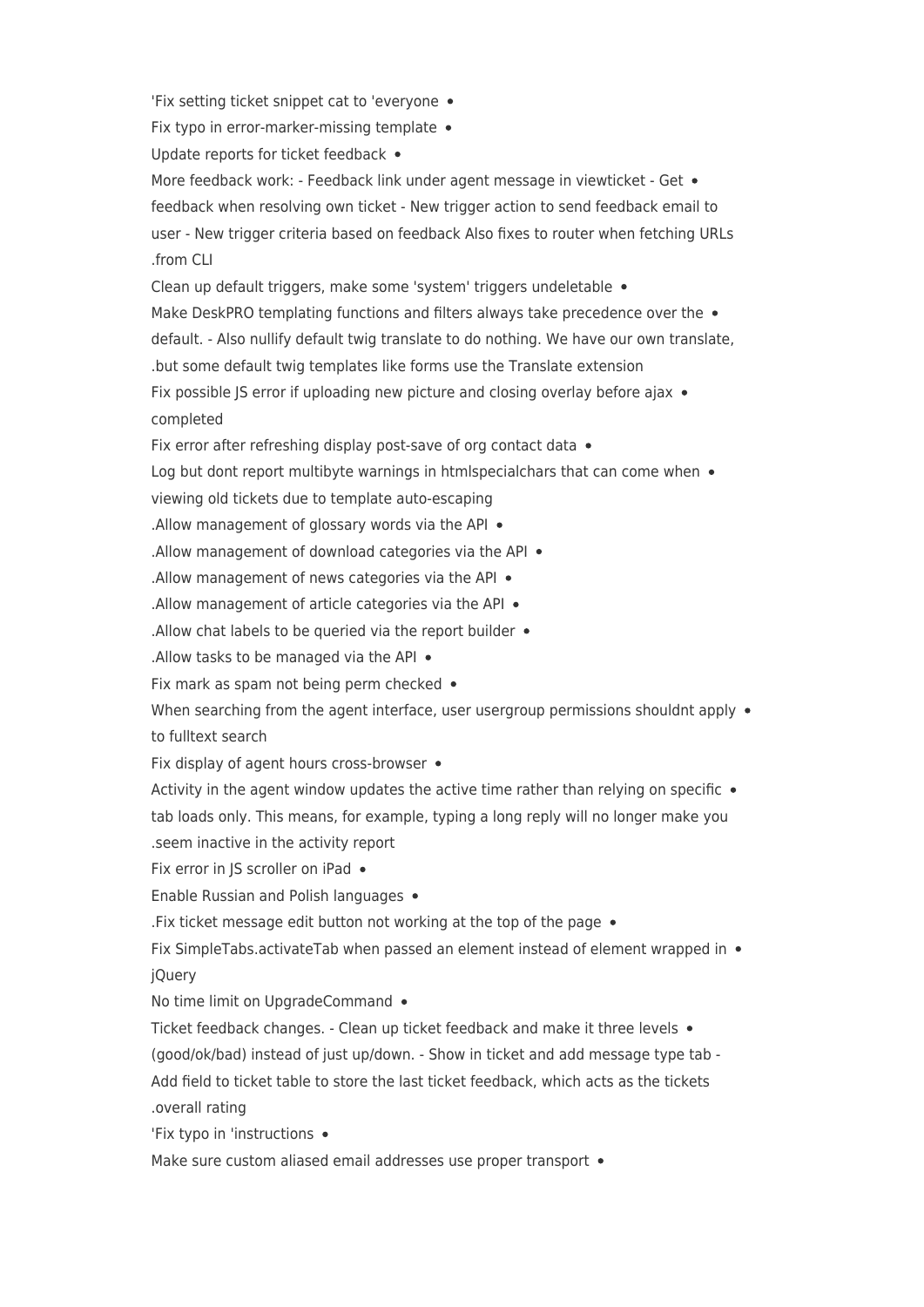- Fix setting ticket snippet cat to 'everyone'
- Fix typo in error-marker-missing template
- Update reports for ticket feedback
- More feedback work: - Feedback link under agent message in viewticket - Get feedback when resolving own ticket - New trigger action to send feedback email to user - New trigger criteria based on feedback Also fixes to router when fetching URLs from CLI.
- Clean up default triggers, make some 'system' triggers undeletable
- Make DeskPRO templating functions and filters always take precedence over the default. - Also nullify default twig translate to do nothing. We have our own translate, but some default twig templates like forms use the Translate extension.
- Fix possible JS error if uploading new picture and closing overlay before ajax completed
- Fix error after refreshing display post-save of org contact data
- Log but dont report multibyte warnings in htmlspecialchars that can come when viewing old tickets due to template auto-escaping
- Allow management of glossary words via the API.
- Allow management of download categories via the API.
- Allow management of news categories via the API.
- Allow management of article categories via the API.
- Allow chat labels to be queried via the report builder.
- Allow tasks to be managed via the API.
- Fix mark as spam not being perm checked
- When searching from the agent interface, user usergroup permissions shouldnt apply to fulltext search
- Fix display of agent hours cross-browser
- Activity in the agent window updates the active time rather than relying on specific tab loads only. This means, for example, typing a long reply will no longer make you seem inactive in the activity report.
- Fix error in JS scroller on iPad
- Enable Russian and Polish languages
- Fix ticket message edit button not working at the top of the page.
- Fix SimpleTabs.activateTab when passed an element instead of element wrapped in jQuery
- No time limit on UpgradeCommand
- Ticket feedback changes. - Clean up ticket feedback and make it three levels (good/ok/bad) instead of just up/down. - Show in ticket and add message type tab - Add field to ticket table to store the last ticket feedback, which acts as the tickets overall rating.
- Fix typo in 'instructions'
- Make sure custom aliased email addresses use proper transport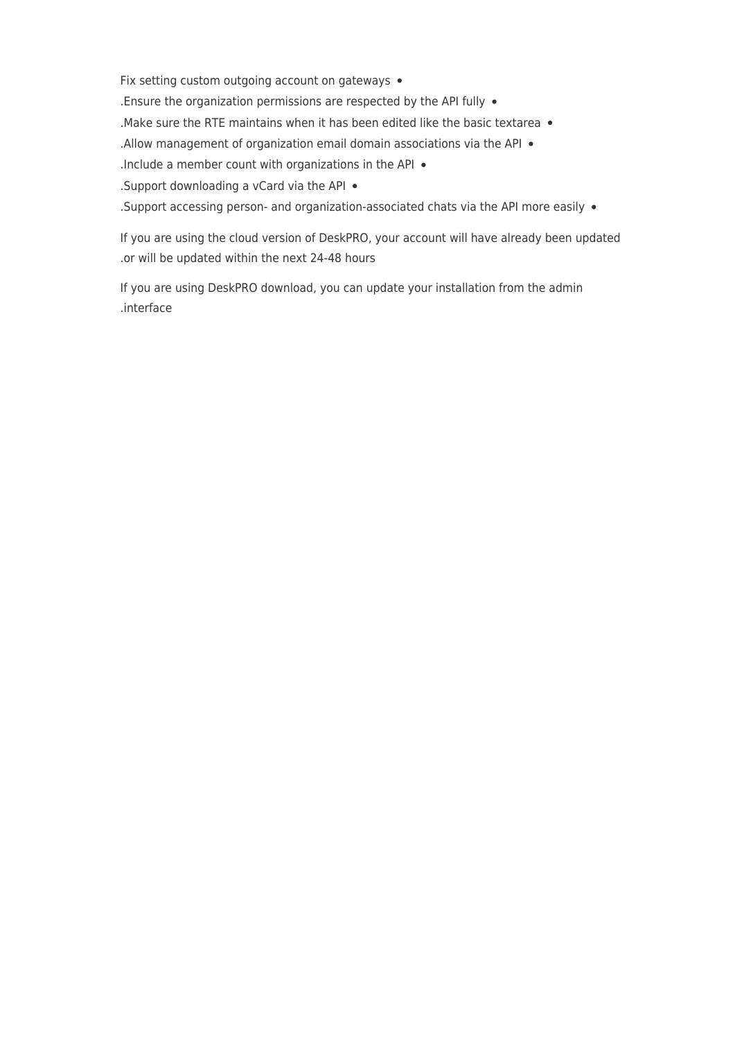- Fix setting custom outgoing account on gateways
- Ensure the organization permissions are respected by the API fully.
- Make sure the RTE maintains when it has been edited like the basic textarea.
- Allow management of organization email domain associations via the API.
- Include a member count with organizations in the API.
- Support downloading a vCard via the API.
- Support accessing person- and organization-associated chats via the API more easily.

If you are using the cloud version of DeskPRO, your account will have already been updated or will be updated within the next 24-48 hours.

If you are using DeskPRO download, you can update your installation from the admin interface.